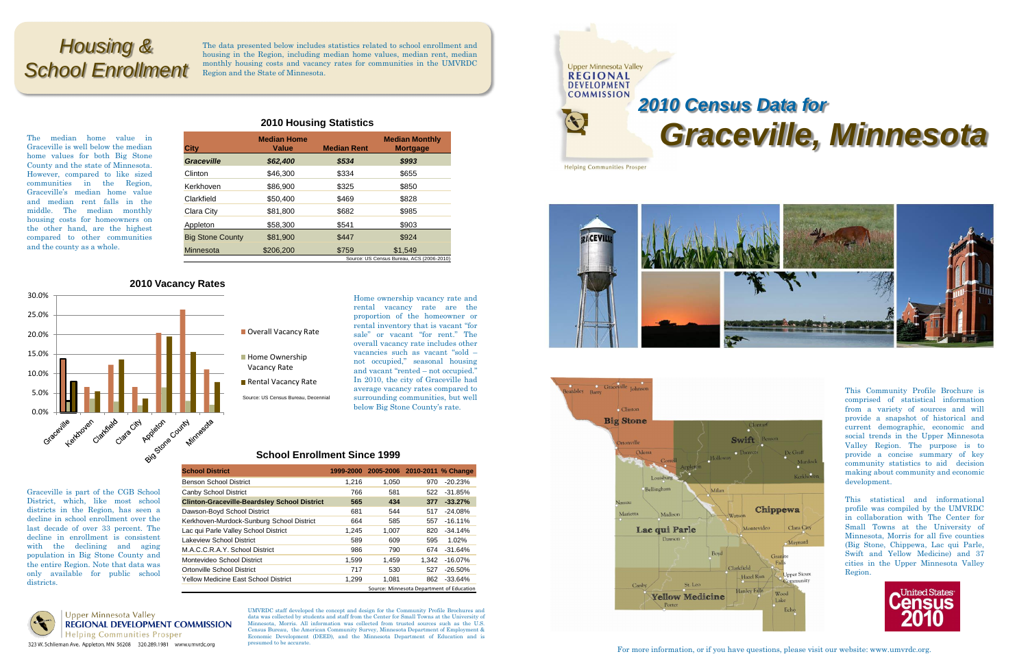# Housing & School Enrollment

The data presented below includes statistics related to school enrollment and housing in the Region, including median home values, median rent, median monthly housing costs and vacancy rates for communities in the UMVRDC Region and the State of Minnesota.

## 2010 Housing Statistics

The median home value in Graceville is well below the median home values for both Big Stone County and the state of Minnesota. However, compared to like sized communities in the Region, Graceville's median home value and median rent falls in the middle. The median monthly housing costs for homeowners on the other hand, are the highest compared to other communities and the county as a whole.

| City | Median Home Value | Median Rent | Median Monthly Mortgage |
|---|---|---|---|
| ***Graceville*** | ***$62,400*** | ***$534*** | ***$993*** |
| Clinton | $46,300 | $334 | $655 |
| Kerkhoven | $86,900 | $325 | $850 |
| Clarkfield | $50,400 | $469 | $828 |
| Clara City | $81,800 | $682 | $985 |
| Appleton | $58,300 | $541 | $903 |
| Big Stone County | $81,900 | $447 | $924 |
| Minnesota | $206,200 | $759 | $1,549 |

Source: US Census Bureau, ACS (2006-2010)

## 2010 Vacancy Rates

Home ownership vacancy rate and rental vacancy rate are the proportion of the homeowner or rental inventory that is vacant "for sale" or vacant "for rent." The overall vacancy rate includes other vacancies such as vacant – "sold – not occupied," seasonal housing and vacant "rented – not occupied." In 2010, the city of Graceville had average vacancy rates compared to surrounding communities, but well below Big Stone County's rate.

Source: US Census Bureau, Decennial

## School Enrollment Since 1999

Graceville is part of the CGB School District, which, like most school districts in the Region, has seen a decline in school enrollment over the last decade of over 33 percent. The decline in enrollment is consistent with the declining and aging population in Big Stone County and the entire Region. Note that data was only available for public school districts.

| School District | 1999-2000 | 2005-2006 | 2010-2011 | % Change |
|---|---|---|---|---|
| Benson School District | 1,216 | 1,050 | 970 | -20.23% |
| Canby School District | 766 | 581 | 522 | -31.85% |
| **Clinton-Graceville-Beardsley School District** | **565** | **434** | **377** | **-33.27%** |
| Dawson-Boyd School District | 681 | 544 | 517 | -24.08% |
| Kerkhoven-Murdock-Sunburg School District | 664 | 585 | 557 | -16.11% |
| Lac qui Parle Valley School District | 1,245 | 1,007 | 820 | -34.14% |
| Lakeview School District | 589 | 609 | 595 | 1.02% |
| M.A.C.C.R.A.Y. School District | 986 | 790 | 674 | -31.64% |
| Montevideo School District | 1,599 | 1,459 | 1,342 | -16.07% |
| Ortonville School District | 717 | 530 | 527 | -26.50% |
| Yellow Medicine East School District | 1,299 | 1,081 | 862 | -33.64% |

Source: Minnesota Department of Education

Upper Minnesota Valley REGIONAL DEVELOPMENT COMMISSION
Helping Communities Prosper
323 W. Schlieman Ave. Appleton, MN 56208 320.289.1981 www.umvrdc.org

UMVRDC staff developed the concept and design for the Community Profile Brochures and data was collected by students and staff from the Center for Small Towns at the University of Minnesota, Morris. All information was collected from trusted sources such as the U.S. Census Bureau, the American Community Survey, Minnesota Department of Employment & Economic Development (DEED), and the Minnesota Department of Education and is presumed to be accurate.

Upper Minnesota Valley REGIONAL DEVELOPMENT COMMISSION
Helping Communities Prosper

# 2010 Census Data for Graceville, Minnesota

This Community Profile Brochure is comprised of statistical information from a variety of sources and will provide a snapshot of historical and current demographic, economic and social trends in the Upper Minnesota Valley Region. The purpose is to provide a concise summary of key community statistics to aid decision making about community and economic development.

This statistical and informational profile was compiled by the UMVRDC in collaboration with The Center for Small Towns at the University of Minnesota, Morris for all five counties (Big Stone, Chippewa, Lac qui Parle, Swift and Yellow Medicine) and 37 cities in the Upper Minnesota Valley Region.

For more information, or if you have questions, please visit our website: www.umvrdc.org.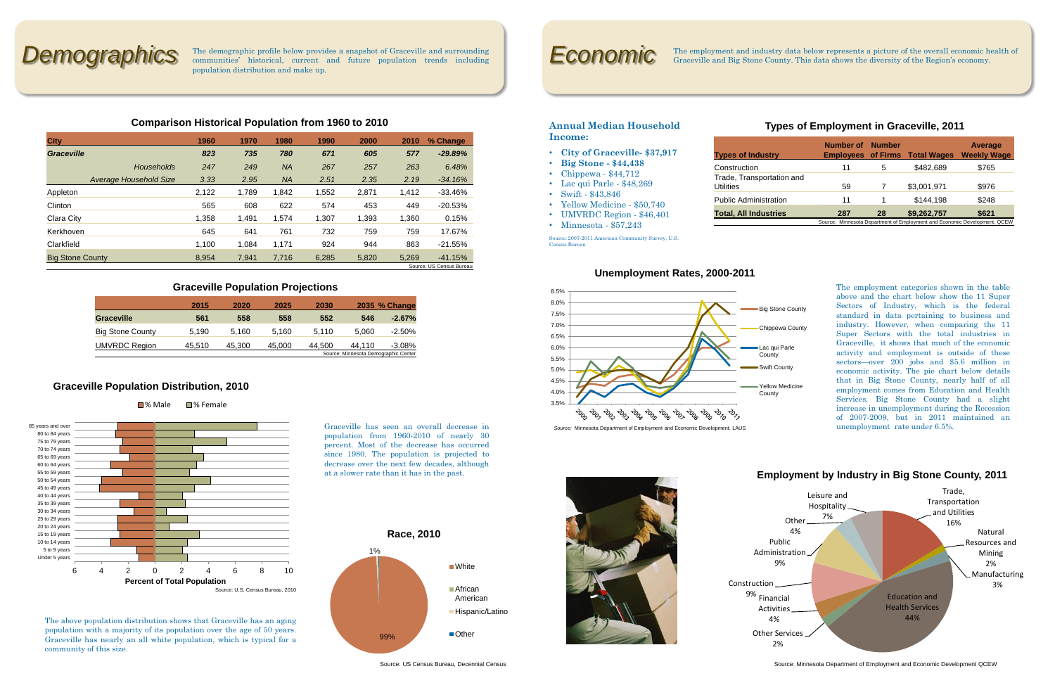# Demographics

The demographic profile below provides a snapshot of Graceville and surrounding communities' historical, current and future population trends including population distribution and make up.

## Comparison Historical Population from 1960 to 2010

| City | 1960 | 1970 | 1980 | 1990 | 2000 | 2010 | % Change |
|---|---|---|---|---|---|---|---|
| ***Graceville*** | ***823*** | ***735*** | ***780*** | ***671*** | ***605*** | ***577*** | ***-29.89%*** |
| *Households* | *247* | *249* | *NA* | *267* | *257* | *263* | *6.48%* |
| *Average Household Size* | *3.33* | *2.95* | *NA* | *2.51* | *2.35* | *2.19* | *-34.16%* |
| Appleton | 2,122 | 1,789 | 1,842 | 1,552 | 2,871 | 1,412 | -33.46% |
| Clinton | 565 | 608 | 622 | 574 | 453 | 449 | -20.53% |
| Clara City | 1,358 | 1,491 | 1,574 | 1,307 | 1,393 | 1,360 | 0.15% |
| Kerkhoven | 645 | 641 | 761 | 732 | 759 | 759 | 17.67% |
| Clarkfield | 1,100 | 1,084 | 1,171 | 924 | 944 | 863 | -21.55% |
| Big Stone County | 8,954 | 7,941 | 7,716 | 6,285 | 5,820 | 5,269 | -41.15% |

Source: US Census Bureau

## Graceville Population Projections

| | 2015 | 2020 | 2025 | 2030 | 2035 | % Change |
|---|---|---|---|---|---|---|
| **Graceville** | **561** | **558** | **558** | **552** | **546** | **-2.67%** |
| Big Stone County | 5,190 | 5,160 | 5,160 | 5,110 | 5,060 | -2.50% |
| UMVRDC Region | 45,510 | 45,300 | 45,000 | 44,500 | 44,110 | -3.08% |

Source: Minnesota Demographic Center

## Graceville Population Distribution, 2010

% Male
% Female

85 years and over
80 to 84 years
75 to 79 years
70 to 74 years
65 to 69 years
60 to 64 years
55 to 59 years
50 to 54 years
45 to 49 years
40 to 44 years
35 to 39 years
30 to 34 years
25 to 29 years
20 to 24 years
15 to 19 years
10 to 14 years
5 to 9 years
Under 5 years

6 4 2 0 2 4 6 8 10

Percent of Total Population

Source: U.S. Census Bureau, 2010

Graceville has seen an overall decrease in population from 1960-2010 of nearly 30 percent. Most of the decrease has occurred since 1980. The population is projected to decrease over the next few decades, although at a slower rate than it has in the past.

The above population distribution shows that Graceville has an aging population with a majority of its population over the age of 50 years. Graceville has nearly an all white population, which is typical for a community of this size.

## Race, 2010

1%
99%

White
African American
Hispanic/Latino
Other

Source: US Census Bureau, Decennial Census

# Economic

The employment and industry data below represents a picture of the overall economic health of Graceville and Big Stone County. This data shows the diversity of the Region's economy.

### Annual Median Household Income:

- **City of Graceville- $37,917**
- **Big Stone - $44,438**
- Chippewa - $44,712
- Lac qui Parle - $48,269
- Swift - $43,846
- Yellow Medicine - $50,740
- UMVRDC Region - $46,401
- Minnesota - $57,243

Source: 2007-2011 American Community Survey, U.S. Census Bureau

## Types of Employment in Graceville, 2011

| Types of Industry | Number of Employees | Number of Firms | Total Wages | Average Weekly Wage |
|---|---|---|---|---|
| Construction | 11 | 5 | $482,689 | $765 |
| Trade, Transportation and Utilities | 59 | 7 | $3,001,971 | $976 |
| Public Administration | 11 | 1 | $144,198 | $248 |
| **Total, All Industries** | **287** | **28** | **$9,262,757** | **$621** |

Source: Minnesota Department of Employment and Economic Development, QCEW

## Unemployment Rates, 2000-2011

8.5%
8.0%
7.5%
7.0%
6.5%
6.0%
5.5%
5.0%
4.5%
4.0%
3.5%

2000 2001 2002 2003 2004 2005 2006 2007 2008 2009 2010 2011

Big Stone County
Chippewa County
Lac qui Parle County
Swift County
Yellow Medicine County

*Source:* Minnesota Department of Employment and Economic Development, LAUS

The employment categories shown in the table above and the chart below show the 11 Super Sectors of Industry, which is the federal standard in data pertaining to business and industry. However, when comparing the 11 Super Sectors with the total industries in Graceville, it shows that much of the economic activity and employment is outside of these sectors—over 200 jobs and $5.6 million in economic activity. The pie chart below details that in Big Stone County, nearly half of all employment comes from Education and Health Services. Big Stone County had a slight increase in unemployment during the Recession of 2007-2009, but in 2011 maintained an unemployment rate under 6.5%.

## Employment by Industry in Big Stone County, 2011

Trade, Transportation and Utilities 16%
Natural Resources and Mining 2%
Manufacturing 3%
Education and Health Services 44%
Other Services 2%
Financial Activities 4%
Construction 9%
Public Administration 9%
Other 4%
Leisure and Hospitality 7%

Source: Minnesota Department of Employment and Economic Development QCEW